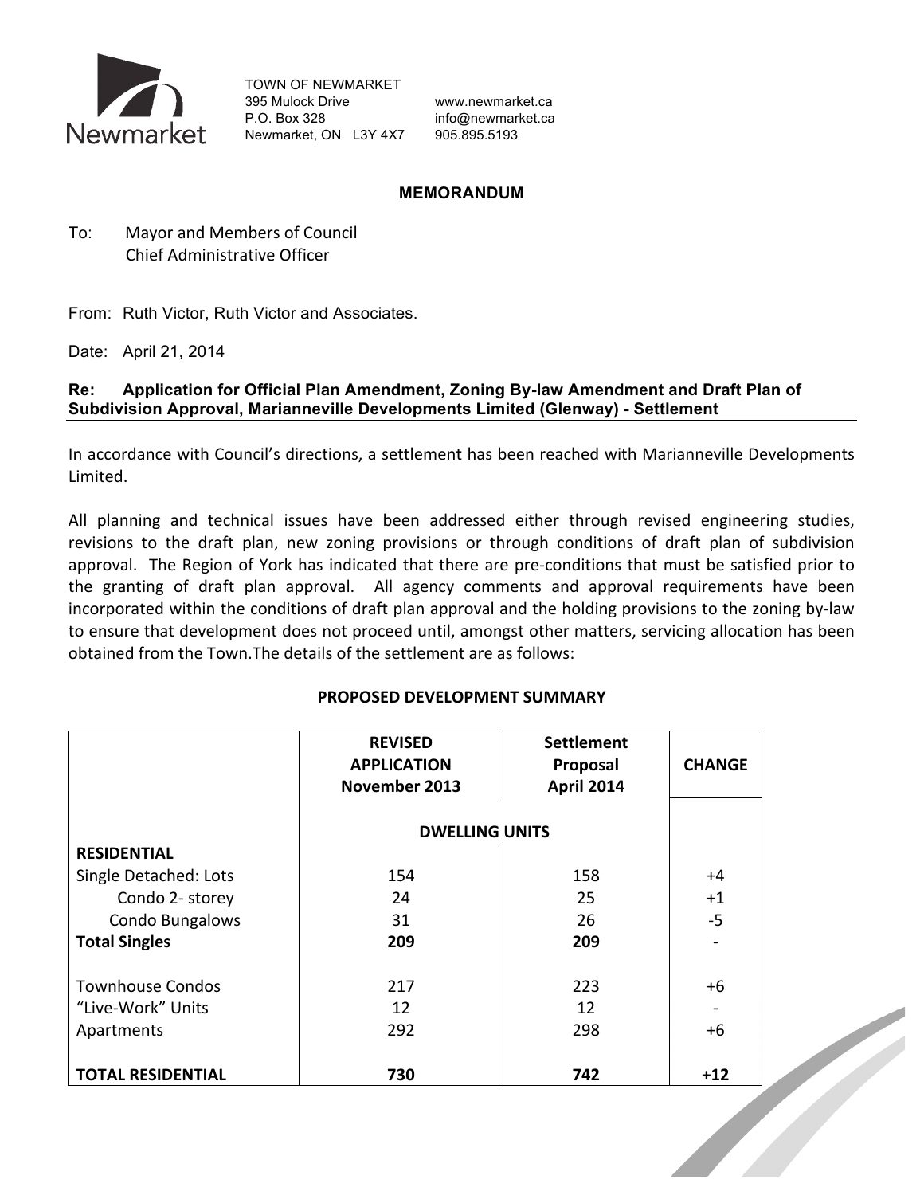TOWN OF NEWMARKET
395 Mulock Drive
P.O. Box 328
Newmarket, ON L3Y 4X7

www.newmarket.ca
info@newmarket.ca
905.895.5193

## MEMORANDUM

To: Mayor and Members of Council
Chief Administrative Officer

From: Ruth Victor, Ruth Victor and Associates.

Date: April 21, 2014

**Re: Application for Official Plan Amendment, Zoning By-law Amendment and Draft Plan of Subdivision Approval, Marianneville Developments Limited (Glenway) - Settlement**

In accordance with Council's directions, a settlement has been reached with Marianneville Developments Limited.

All planning and technical issues have been addressed either through revised engineering studies, revisions to the draft plan, new zoning provisions or through conditions of draft plan of subdivision approval. The Region of York has indicated that there are pre-conditions that must be satisfied prior to the granting of draft plan approval. All agency comments and approval requirements have been incorporated within the conditions of draft plan approval and the holding provisions to the zoning by-law to ensure that development does not proceed until, amongst other matters, servicing allocation has been obtained from the Town.The details of the settlement are as follows:

**PROPOSED DEVELOPMENT SUMMARY**

| | **REVISED APPLICATION November 2013** | **Settlement Proposal April 2014** | **CHANGE** |
|---|---|---|---|
| | **DWELLING UNITS** | | |
| **RESIDENTIAL** | | | |
| Single Detached: Lots | 154 | 158 | +4 |
| Condo 2- storey | 24 | 25 | +1 |
| Condo Bungalows | 31 | 26 | -5 |
| **Total Singles** | **209** | **209** | - |
| Townhouse Condos | 217 | 223 | +6 |
| "Live-Work" Units | 12 | 12 | - |
| Apartments | 292 | 298 | +6 |
| **TOTAL RESIDENTIAL** | **730** | **742** | **+12** |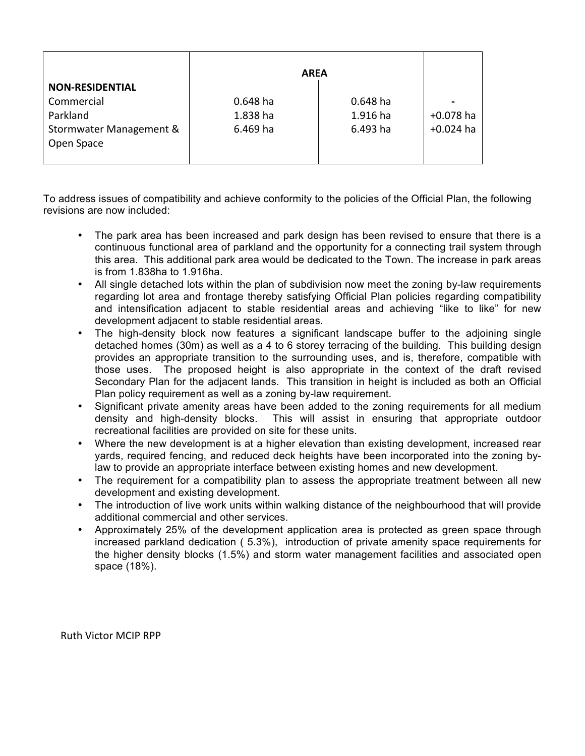| | AREA | | |
|---|---|---|---|
| **NON-RESIDENTIAL** | | | |
| Commercial | 0.648 ha | 0.648 ha | - |
| Parkland | 1.838 ha | 1.916 ha | +0.078 ha |
| Stormwater Management & Open Space | 6.469 ha | 6.493 ha | +0.024 ha |

To address issues of compatibility and achieve conformity to the policies of the Official Plan, the following revisions are now included:

- The park area has been increased and park design has been revised to ensure that there is a continuous functional area of parkland and the opportunity for a connecting trail system through this area. This additional park area would be dedicated to the Town. The increase in park areas is from 1.838ha to 1.916ha.
- All single detached lots within the plan of subdivision now meet the zoning by-law requirements regarding lot area and frontage thereby satisfying Official Plan policies regarding compatibility and intensification adjacent to stable residential areas and achieving "like to like" for new development adjacent to stable residential areas.
- The high-density block now features a significant landscape buffer to the adjoining single detached homes (30m) as well as a 4 to 6 storey terracing of the building. This building design provides an appropriate transition to the surrounding uses, and is, therefore, compatible with those uses. The proposed height is also appropriate in the context of the draft revised Secondary Plan for the adjacent lands. This transition in height is included as both an Official Plan policy requirement as well as a zoning by-law requirement.
- Significant private amenity areas have been added to the zoning requirements for all medium density and high-density blocks. This will assist in ensuring that appropriate outdoor recreational facilities are provided on site for these units.
- Where the new development is at a higher elevation than existing development, increased rear yards, required fencing, and reduced deck heights have been incorporated into the zoning by-law to provide an appropriate interface between existing homes and new development.
- The requirement for a compatibility plan to assess the appropriate treatment between all new development and existing development.
- The introduction of live work units within walking distance of the neighbourhood that will provide additional commercial and other services.
- Approximately 25% of the development application area is protected as green space through increased parkland dedication ( 5.3%), introduction of private amenity space requirements for the higher density blocks (1.5%) and storm water management facilities and associated open space (18%).

Ruth Victor MCIP RPP